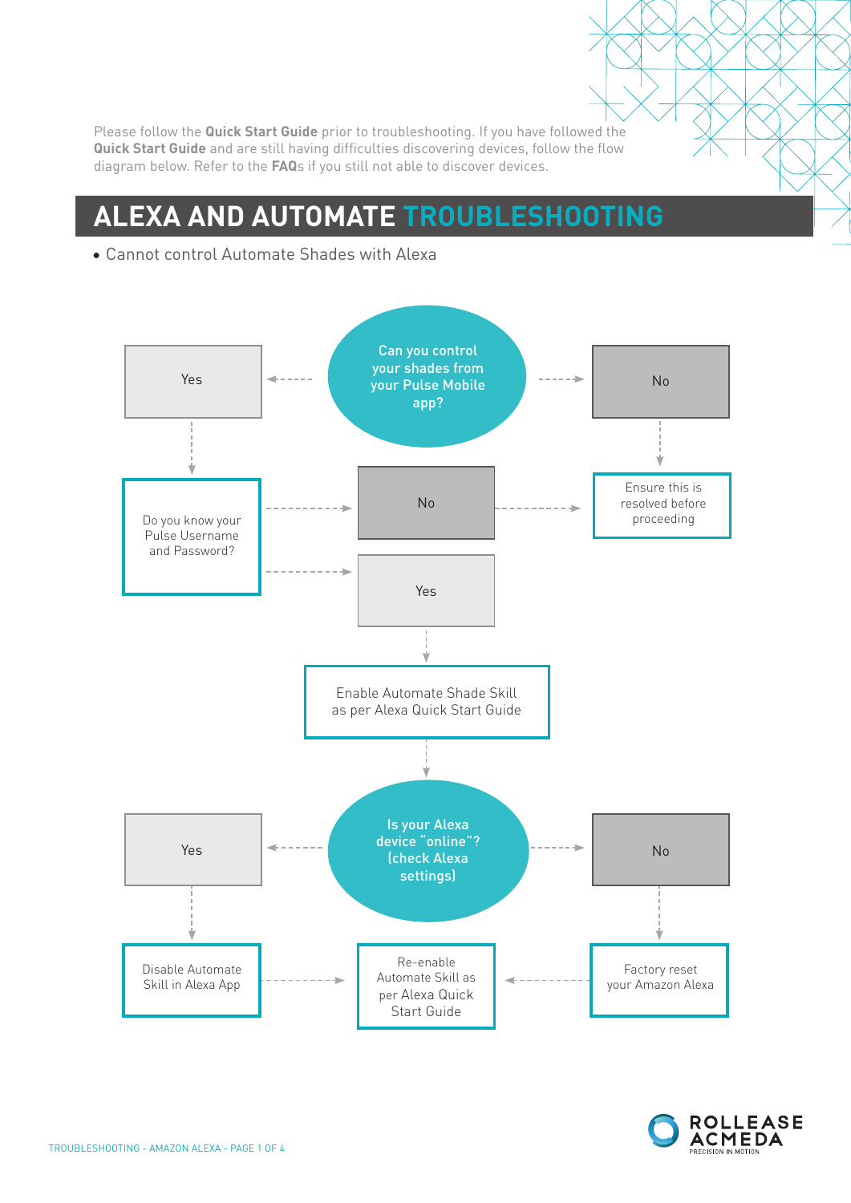Please follow the **Quick Start Guide** prior to troubleshooting. If you have followed the **Quick Start Guide** and are still having difficulties discovering devices, follow the flow diagram below. Refer to the **FAQ**s if you still not able to discover devices.

# ALEXA AND AUTOMATE TROUBLESHOOTING

- Cannot control Automate Shades with Alexa

**Can you control your shades from your Pulse Mobile app?**

- **No** → Ensure this is resolved before proceeding
- **Yes** → Do you know your Pulse Username and Password?
  - **No** → Ensure this is resolved before proceeding
  - **Yes** → Enable Automate Shade Skill as per Alexa Quick Start Guide

**Is your Alexa device "online"? (check Alexa settings)**

- **Yes** → Disable Automate Skill in Alexa App → Re-enable Automate Skill as per Alexa Quick Start Guide
- **No** → Factory reset your Amazon Alexa → Re-enable Automate Skill as per Alexa Quick Start Guide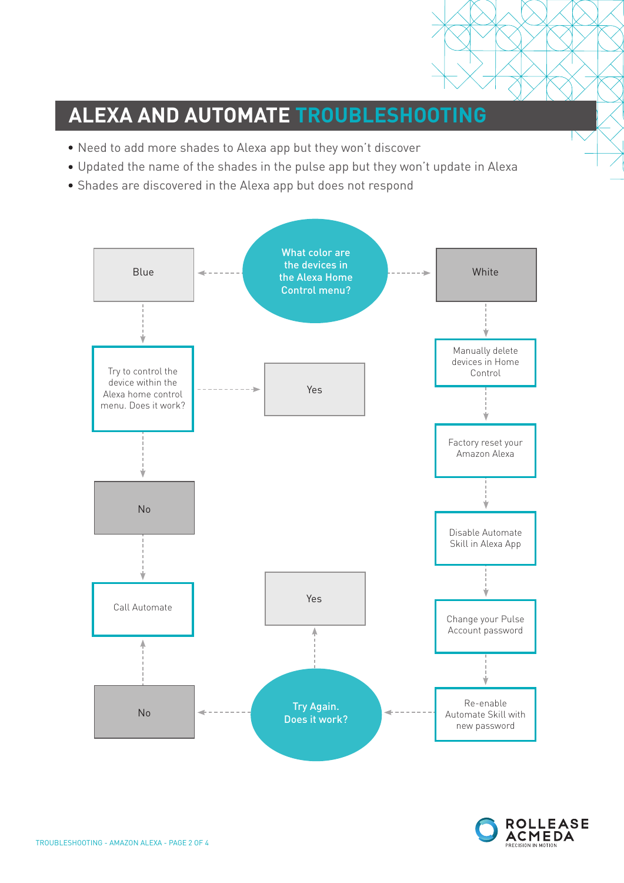# ALEXA AND AUTOMATE TROUBLESHOOTING

- Need to add more shades to Alexa app but they won't discover
- Updated the name of the shades in the pulse app but they won't update in Alexa
- Shades are discovered in the Alexa app but does not respond

What color are the devices in the Alexa Home Control menu?

Blue

Try to control the device within the Alexa home control menu. Does it work?

Yes

No

Call Automate

White

Manually delete devices in Home Control

Factory reset your Amazon Alexa

Disable Automate Skill in Alexa App

Change your Pulse Account password

Re-enable Automate Skill with new password

Try Again. Does it work?

Yes

No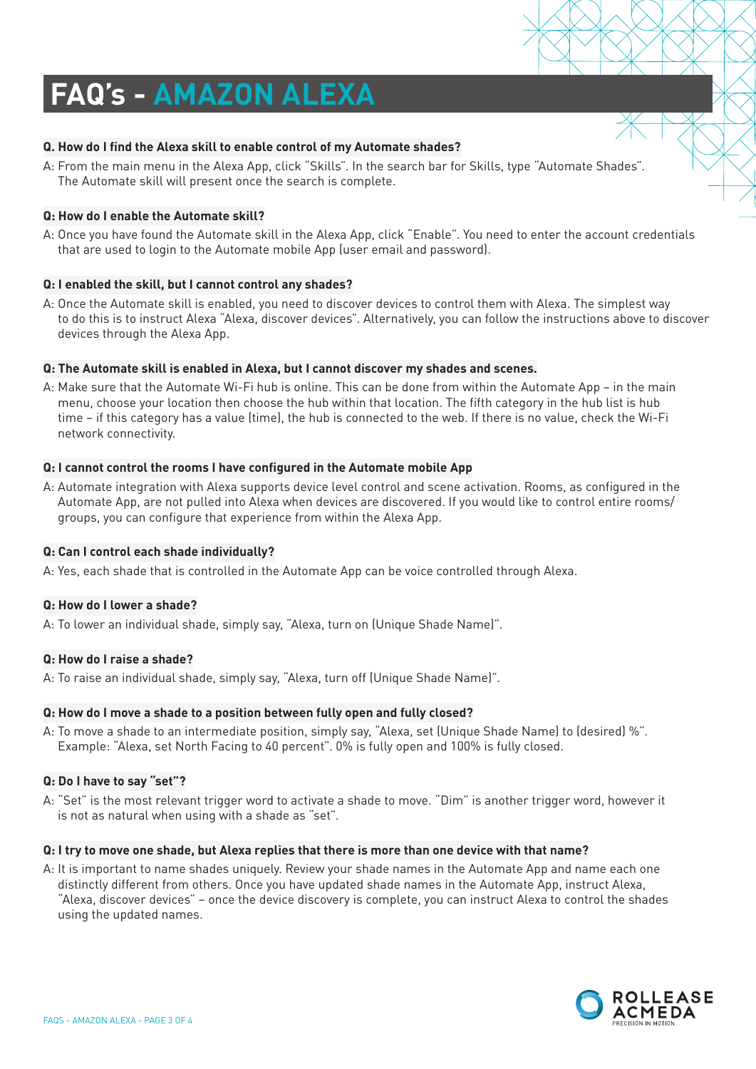# FAQ's - AMAZON ALEXA

**Q. How do I find the Alexa skill to enable control of my Automate shades?**

A: From the main menu in the Alexa App, click "Skills". In the search bar for Skills, type "Automate Shades". The Automate skill will present once the search is complete.

**Q: How do I enable the Automate skill?**

A: Once you have found the Automate skill in the Alexa App, click "Enable". You need to enter the account credentials that are used to login to the Automate mobile App (user email and password).

**Q: I enabled the skill, but I cannot control any shades?**

A: Once the Automate skill is enabled, you need to discover devices to control them with Alexa. The simplest way to do this is to instruct Alexa "Alexa, discover devices". Alternatively, you can follow the instructions above to discover devices through the Alexa App.

**Q: The Automate skill is enabled in Alexa, but I cannot discover my shades and scenes.**

A: Make sure that the Automate Wi-Fi hub is online. This can be done from within the Automate App – in the main menu, choose your location then choose the hub within that location. The fifth category in the hub list is hub time – if this category has a value (time), the hub is connected to the web. If there is no value, check the Wi-Fi network connectivity.

**Q: I cannot control the rooms I have configured in the Automate mobile App**

A: Automate integration with Alexa supports device level control and scene activation. Rooms, as configured in the Automate App, are not pulled into Alexa when devices are discovered. If you would like to control entire rooms/groups, you can configure that experience from within the Alexa App.

**Q: Can I control each shade individually?**

A: Yes, each shade that is controlled in the Automate App can be voice controlled through Alexa.

**Q: How do I lower a shade?**

A: To lower an individual shade, simply say, "Alexa, turn on (Unique Shade Name)".

**Q: How do I raise a shade?**

A: To raise an individual shade, simply say, "Alexa, turn off (Unique Shade Name)".

**Q: How do I move a shade to a position between fully open and fully closed?**

A: To move a shade to an intermediate position, simply say, "Alexa, set (Unique Shade Name) to (desired) %". Example: "Alexa, set North Facing to 40 percent". 0% is fully open and 100% is fully closed.

**Q: Do I have to say "set"?**

A: "Set" is the most relevant trigger word to activate a shade to move. "Dim" is another trigger word, however it is not as natural when using with a shade as "set".

**Q: I try to move one shade, but Alexa replies that there is more than one device with that name?**

A: It is important to name shades uniquely. Review your shade names in the Automate App and name each one distinctly different from others. Once you have updated shade names in the Automate App, instruct Alexa, "Alexa, discover devices" – once the device discovery is complete, you can instruct Alexa to control the shades using the updated names.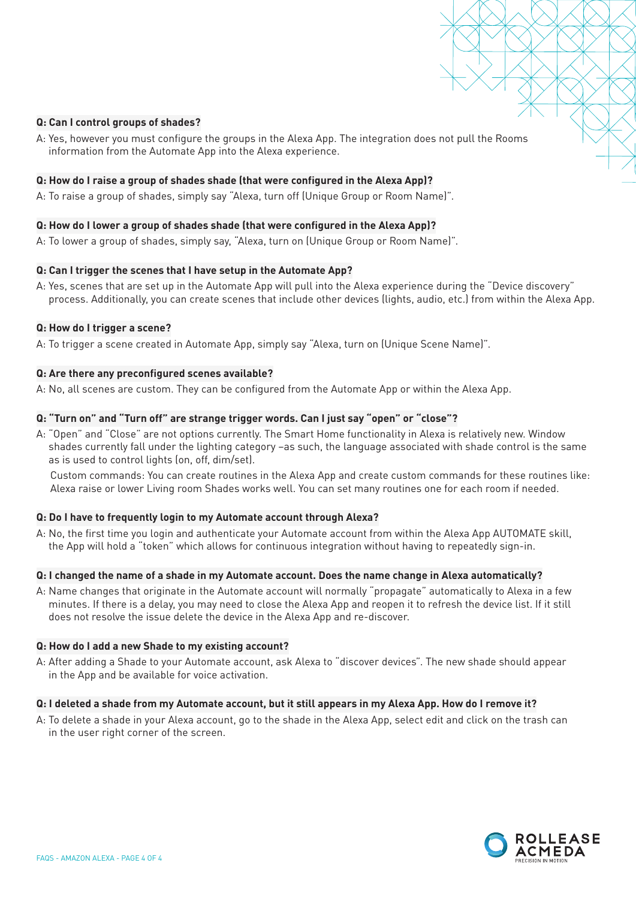**Q: Can I control groups of shades?**

A: Yes, however you must configure the groups in the Alexa App. The integration does not pull the Rooms information from the Automate App into the Alexa experience.

**Q: How do I raise a group of shades shade (that were configured in the Alexa App)?**

A: To raise a group of shades, simply say "Alexa, turn off (Unique Group or Room Name)".

**Q: How do I lower a group of shades shade (that were configured in the Alexa App)?**

A: To lower a group of shades, simply say, "Alexa, turn on (Unique Group or Room Name)".

**Q: Can I trigger the scenes that I have setup in the Automate App?**

A: Yes, scenes that are set up in the Automate App will pull into the Alexa experience during the "Device discovery" process. Additionally, you can create scenes that include other devices (lights, audio, etc.) from within the Alexa App.

**Q: How do I trigger a scene?**

A: To trigger a scene created in Automate App, simply say "Alexa, turn on (Unique Scene Name)".

**Q: Are there any preconfigured scenes available?**

A: No, all scenes are custom. They can be configured from the Automate App or within the Alexa App.

**Q: "Turn on" and "Turn off" are strange trigger words. Can I just say "open" or "close"?**

A: "Open" and "Close" are not options currently. The Smart Home functionality in Alexa is relatively new. Window shades currently fall under the lighting category –as such, the language associated with shade control is the same as is used to control lights (on, off, dim/set).

Custom commands: You can create routines in the Alexa App and create custom commands for these routines like: Alexa raise or lower Living room Shades works well. You can set many routines one for each room if needed.

**Q: Do I have to frequently login to my Automate account through Alexa?**

A: No, the first time you login and authenticate your Automate account from within the Alexa App AUTOMATE skill, the App will hold a "token" which allows for continuous integration without having to repeatedly sign-in.

**Q: I changed the name of a shade in my Automate account. Does the name change in Alexa automatically?**

A: Name changes that originate in the Automate account will normally "propagate" automatically to Alexa in a few minutes. If there is a delay, you may need to close the Alexa App and reopen it to refresh the device list. If it still does not resolve the issue delete the device in the Alexa App and re-discover.

**Q: How do I add a new Shade to my existing account?**

A: After adding a Shade to your Automate account, ask Alexa to "discover devices". The new shade should appear in the App and be available for voice activation.

**Q: I deleted a shade from my Automate account, but it still appears in my Alexa App. How do I remove it?**

A: To delete a shade in your Alexa account, go to the shade in the Alexa App, select edit and click on the trash can in the user right corner of the screen.